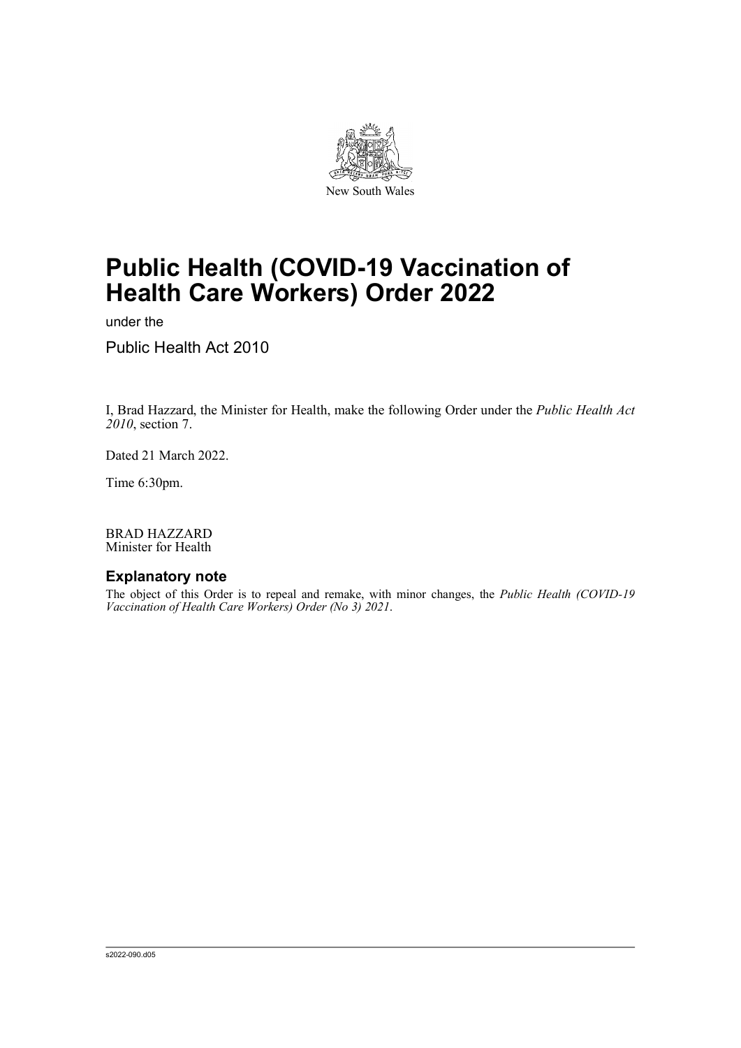New South Wales

# Public Health (COVID-19 Vaccination of Health Care Workers) Order 2022

under the

Public Health Act 2010

I, Brad Hazzard, the Minister for Health, make the following Order under the *Public Health Act 2010*, section 7.

Dated 21 March 2022.

Time 6:30pm.

BRAD HAZZARD
Minister for Health

## Explanatory note

The object of this Order is to repeal and remake, with minor changes, the *Public Health (COVID-19 Vaccination of Health Care Workers) Order (No 3) 2021*.

s2022-090.d05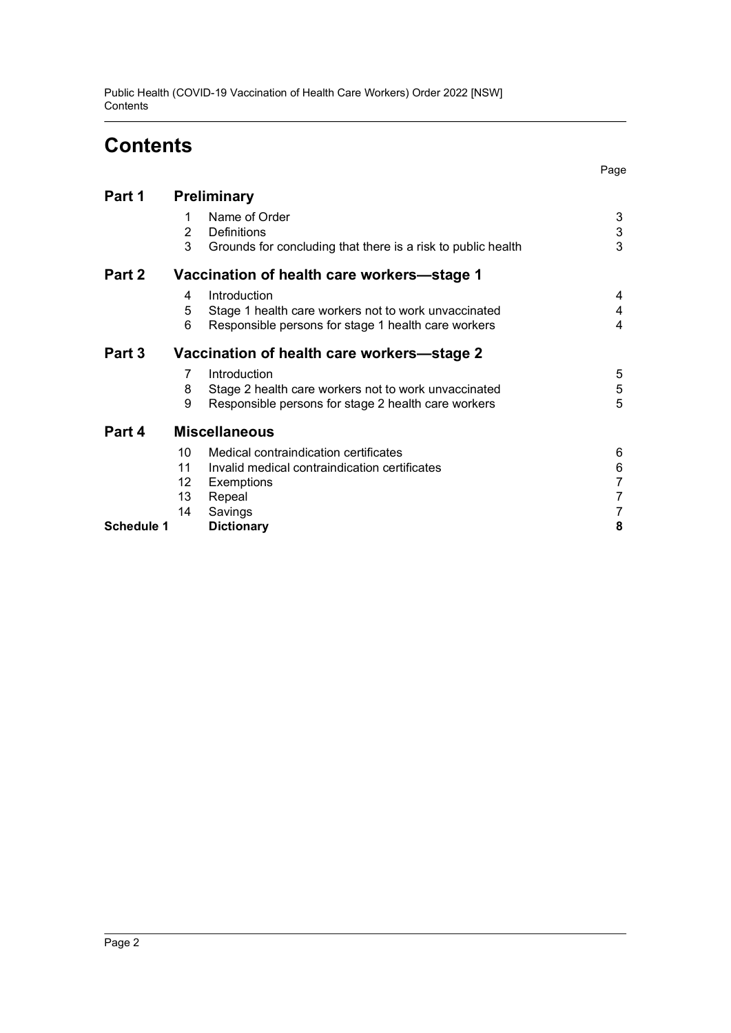# Contents

| | | | Page |
|---|---|---|---|
| **Part 1** | **Preliminary** | | |
| | 1 | Name of Order | 3 |
| | 2 | Definitions | 3 |
| | 3 | Grounds for concluding that there is a risk to public health | 3 |
| **Part 2** | **Vaccination of health care workers—stage 1** | | |
| | 4 | Introduction | 4 |
| | 5 | Stage 1 health care workers not to work unvaccinated | 4 |
| | 6 | Responsible persons for stage 1 health care workers | 4 |
| **Part 3** | **Vaccination of health care workers—stage 2** | | |
| | 7 | Introduction | 5 |
| | 8 | Stage 2 health care workers not to work unvaccinated | 5 |
| | 9 | Responsible persons for stage 2 health care workers | 5 |
| **Part 4** | **Miscellaneous** | | |
| | 10 | Medical contraindication certificates | 6 |
| | 11 | Invalid medical contraindication certificates | 6 |
| | 12 | Exemptions | 7 |
| | 13 | Repeal | 7 |
| | 14 | Savings | 7 |
| **Schedule 1** | | **Dictionary** | **8** |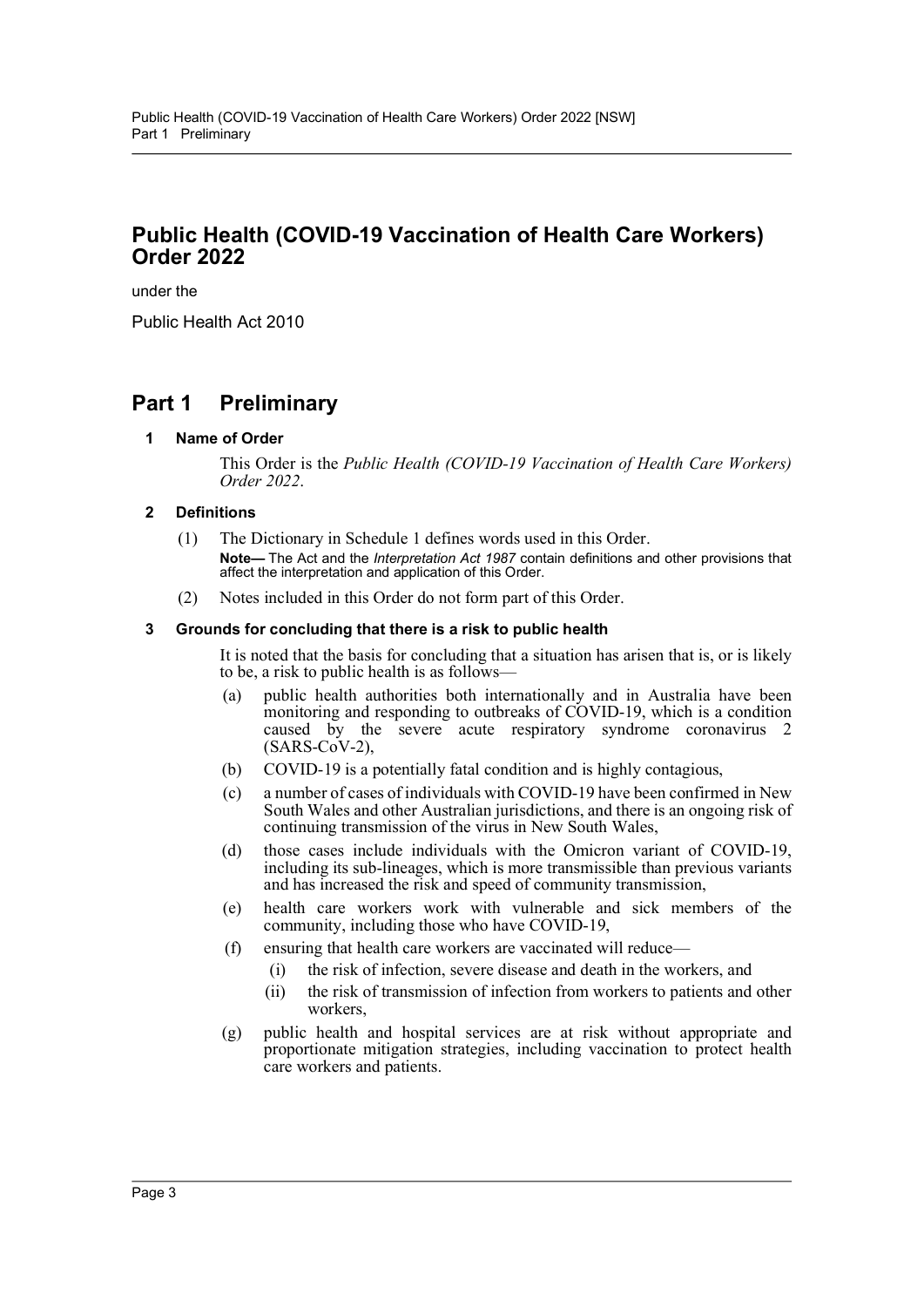# Public Health (COVID-19 Vaccination of Health Care Workers) Order 2022

under the

Public Health Act 2010

## Part 1 Preliminary

### 1 Name of Order

This Order is the *Public Health (COVID-19 Vaccination of Health Care Workers) Order 2022*.

### 2 Definitions

(1) The Dictionary in Schedule 1 defines words used in this Order.

**Note—** The Act and the *Interpretation Act 1987* contain definitions and other provisions that affect the interpretation and application of this Order.

(2) Notes included in this Order do not form part of this Order.

### 3 Grounds for concluding that there is a risk to public health

It is noted that the basis for concluding that a situation has arisen that is, or is likely to be, a risk to public health is as follows—

(a) public health authorities both internationally and in Australia have been monitoring and responding to outbreaks of COVID-19, which is a condition caused by the severe acute respiratory syndrome coronavirus 2 (SARS-CoV-2),

(b) COVID-19 is a potentially fatal condition and is highly contagious,

(c) a number of cases of individuals with COVID-19 have been confirmed in New South Wales and other Australian jurisdictions, and there is an ongoing risk of continuing transmission of the virus in New South Wales,

(d) those cases include individuals with the Omicron variant of COVID-19, including its sub-lineages, which is more transmissible than previous variants and has increased the risk and speed of community transmission,

(e) health care workers work with vulnerable and sick members of the community, including those who have COVID-19,

(f) ensuring that health care workers are vaccinated will reduce—

(i) the risk of infection, severe disease and death in the workers, and

(ii) the risk of transmission of infection from workers to patients and other workers,

(g) public health and hospital services are at risk without appropriate and proportionate mitigation strategies, including vaccination to protect health care workers and patients.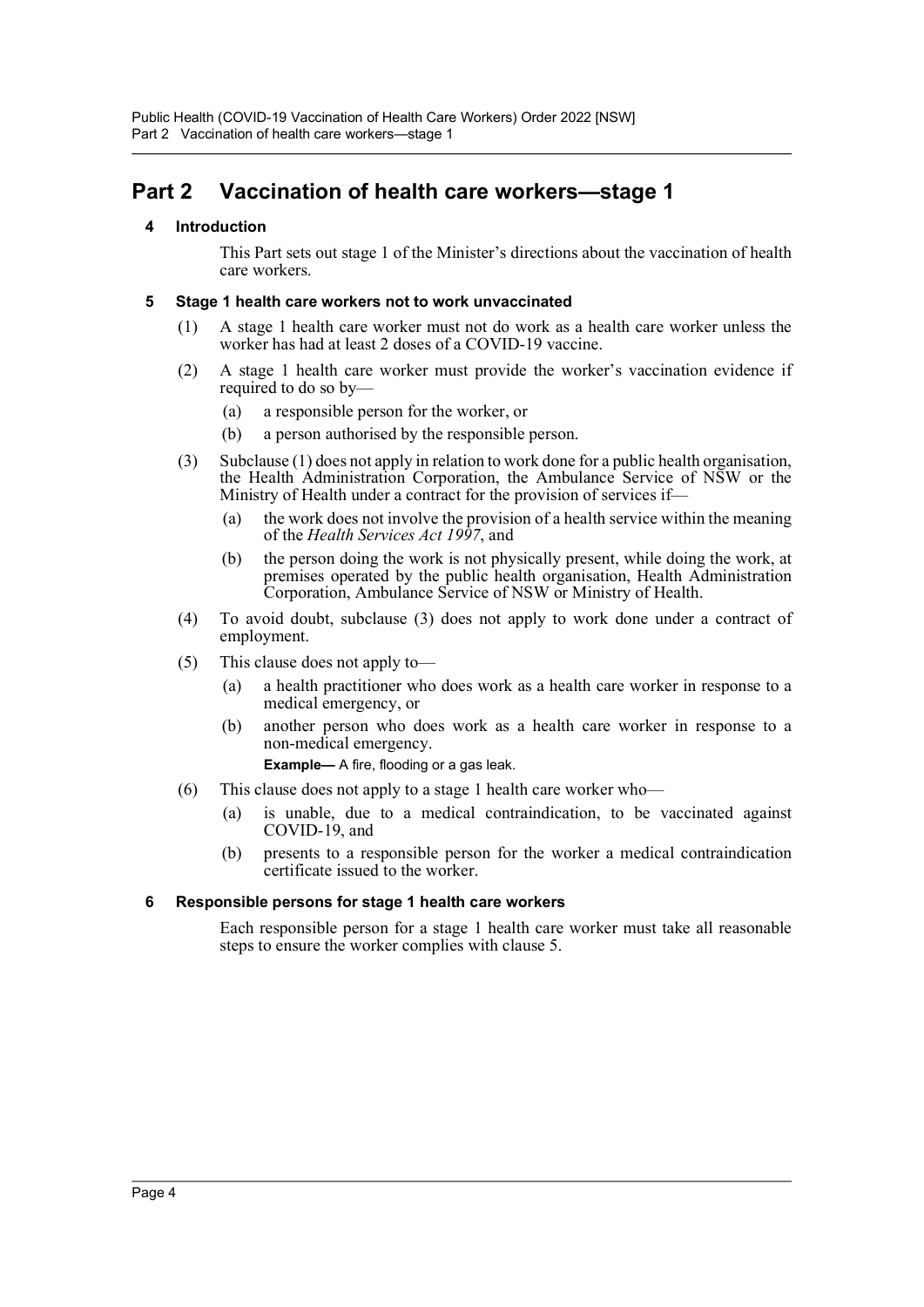## Part 2 Vaccination of health care workers—stage 1

### 4 Introduction

This Part sets out stage 1 of the Minister's directions about the vaccination of health care workers.

### 5 Stage 1 health care workers not to work unvaccinated

(1) A stage 1 health care worker must not do work as a health care worker unless the worker has had at least 2 doses of a COVID-19 vaccine.

(2) A stage 1 health care worker must provide the worker's vaccination evidence if required to do so by—

- (a) a responsible person for the worker, or
- (b) a person authorised by the responsible person.

(3) Subclause (1) does not apply in relation to work done for a public health organisation, the Health Administration Corporation, the Ambulance Service of NSW or the Ministry of Health under a contract for the provision of services if—

- (a) the work does not involve the provision of a health service within the meaning of the *Health Services Act 1997*, and
- (b) the person doing the work is not physically present, while doing the work, at premises operated by the public health organisation, Health Administration Corporation, Ambulance Service of NSW or Ministry of Health.

(4) To avoid doubt, subclause (3) does not apply to work done under a contract of employment.

(5) This clause does not apply to—

- (a) a health practitioner who does work as a health care worker in response to a medical emergency, or
- (b) another person who does work as a health care worker in response to a non-medical emergency.

**Example—** A fire, flooding or a gas leak.

(6) This clause does not apply to a stage 1 health care worker who—

- (a) is unable, due to a medical contraindication, to be vaccinated against COVID-19, and
- (b) presents to a responsible person for the worker a medical contraindication certificate issued to the worker.

### 6 Responsible persons for stage 1 health care workers

Each responsible person for a stage 1 health care worker must take all reasonable steps to ensure the worker complies with clause 5.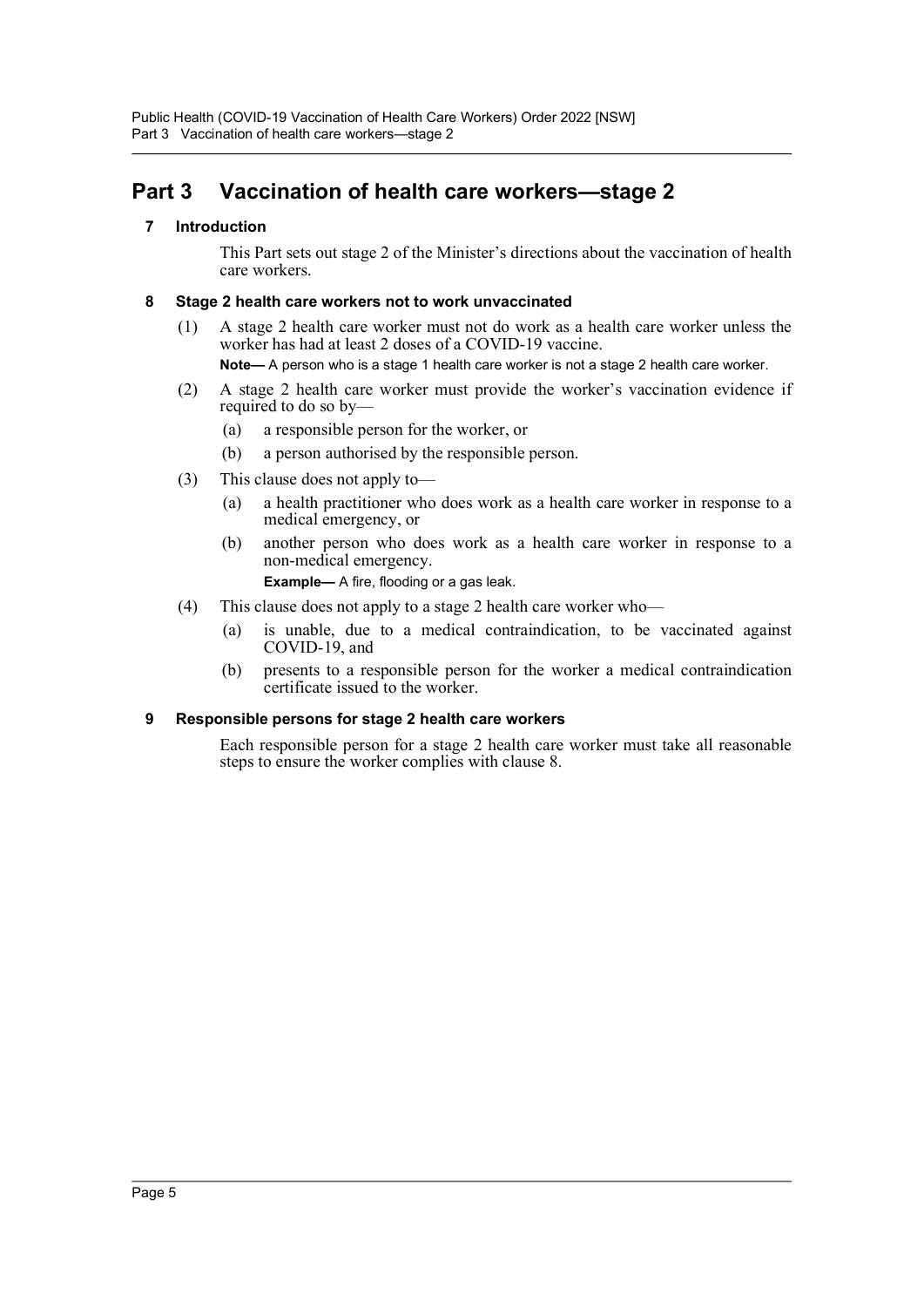# Part 3 Vaccination of health care workers—stage 2

## 7 Introduction

This Part sets out stage 2 of the Minister's directions about the vaccination of health care workers.

## 8 Stage 2 health care workers not to work unvaccinated

(1) A stage 2 health care worker must not do work as a health care worker unless the worker has had at least 2 doses of a COVID-19 vaccine.

**Note—** A person who is a stage 1 health care worker is not a stage 2 health care worker.

(2) A stage 2 health care worker must provide the worker's vaccination evidence if required to do so by—

- (a) a responsible person for the worker, or
- (b) a person authorised by the responsible person.

(3) This clause does not apply to—

- (a) a health practitioner who does work as a health care worker in response to a medical emergency, or
- (b) another person who does work as a health care worker in response to a non-medical emergency.

  **Example—** A fire, flooding or a gas leak.

(4) This clause does not apply to a stage 2 health care worker who—

- (a) is unable, due to a medical contraindication, to be vaccinated against COVID-19, and
- (b) presents to a responsible person for the worker a medical contraindication certificate issued to the worker.

## 9 Responsible persons for stage 2 health care workers

Each responsible person for a stage 2 health care worker must take all reasonable steps to ensure the worker complies with clause 8.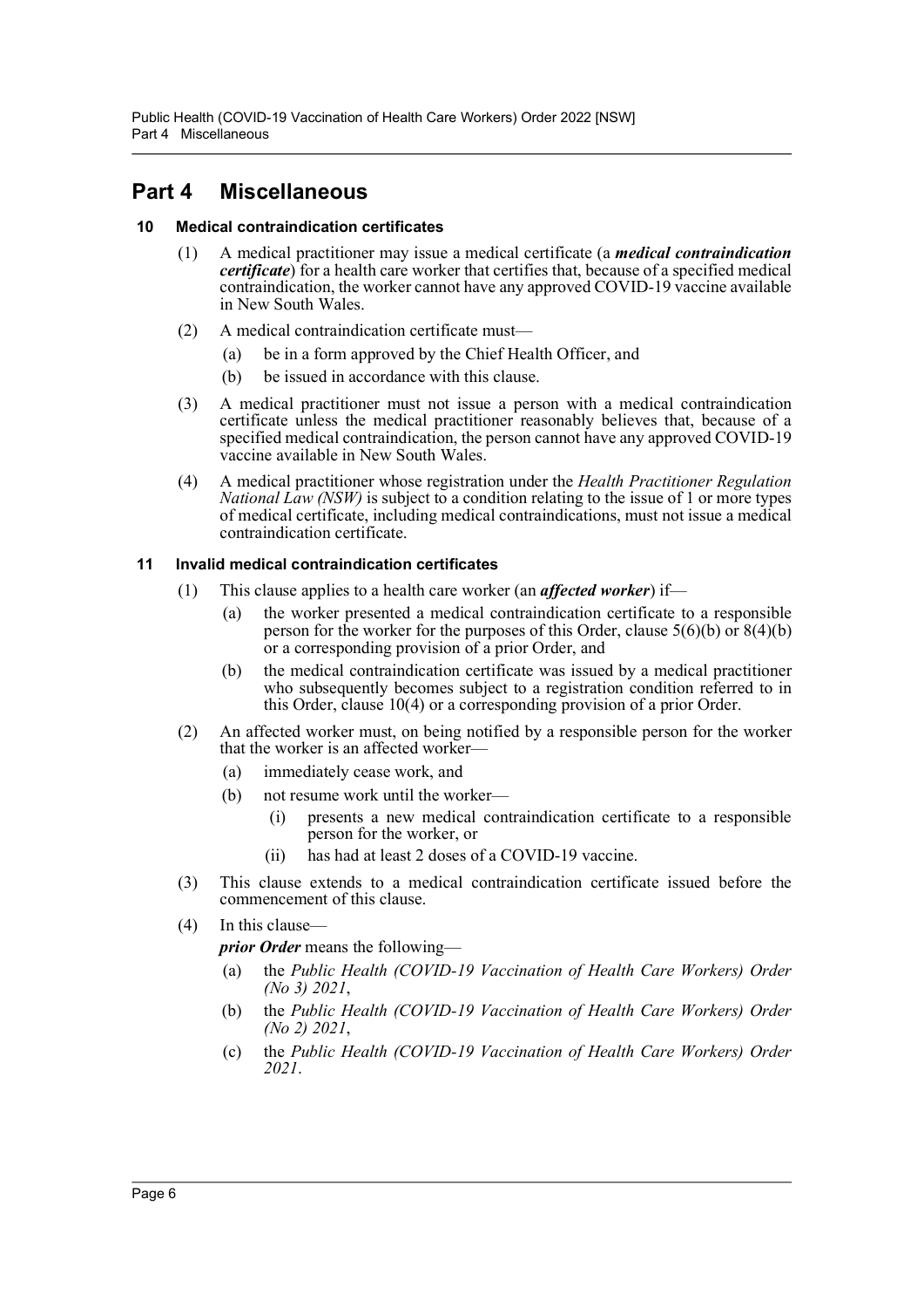# Part 4 Miscellaneous

## 10 Medical contraindication certificates

(1) A medical practitioner may issue a medical certificate (a ***medical contraindication certificate***) for a health care worker that certifies that, because of a specified medical contraindication, the worker cannot have any approved COVID-19 vaccine available in New South Wales.

(2) A medical contraindication certificate must—

- (a) be in a form approved by the Chief Health Officer, and
- (b) be issued in accordance with this clause.

(3) A medical practitioner must not issue a person with a medical contraindication certificate unless the medical practitioner reasonably believes that, because of a specified medical contraindication, the person cannot have any approved COVID-19 vaccine available in New South Wales.

(4) A medical practitioner whose registration under the *Health Practitioner Regulation National Law (NSW)* is subject to a condition relating to the issue of 1 or more types of medical certificate, including medical contraindications, must not issue a medical contraindication certificate.

## 11 Invalid medical contraindication certificates

(1) This clause applies to a health care worker (an ***affected worker***) if—

- (a) the worker presented a medical contraindication certificate to a responsible person for the worker for the purposes of this Order, clause 5(6)(b) or 8(4)(b) or a corresponding provision of a prior Order, and
- (b) the medical contraindication certificate was issued by a medical practitioner who subsequently becomes subject to a registration condition referred to in this Order, clause 10(4) or a corresponding provision of a prior Order.

(2) An affected worker must, on being notified by a responsible person for the worker that the worker is an affected worker—

- (a) immediately cease work, and
- (b) not resume work until the worker—
  - (i) presents a new medical contraindication certificate to a responsible person for the worker, or
  - (ii) has had at least 2 doses of a COVID-19 vaccine.

(3) This clause extends to a medical contraindication certificate issued before the commencement of this clause.

(4) In this clause—

***prior Order*** means the following—

- (a) the *Public Health (COVID-19 Vaccination of Health Care Workers) Order (No 3) 2021*,
- (b) the *Public Health (COVID-19 Vaccination of Health Care Workers) Order (No 2) 2021*,
- (c) the *Public Health (COVID-19 Vaccination of Health Care Workers) Order 2021*.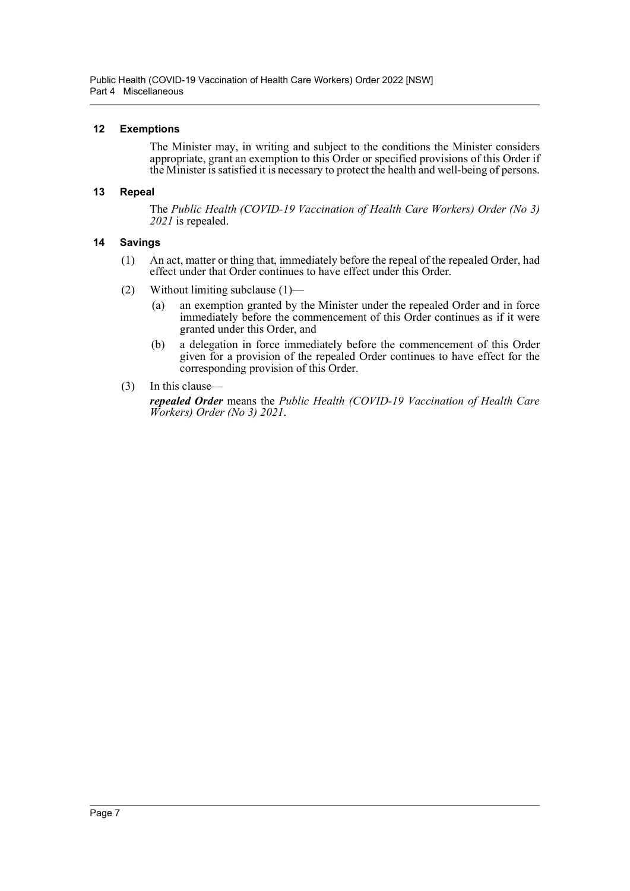### 12 Exemptions

The Minister may, in writing and subject to the conditions the Minister considers appropriate, grant an exemption to this Order or specified provisions of this Order if the Minister is satisfied it is necessary to protect the health and well-being of persons.

### 13 Repeal

The *Public Health (COVID-19 Vaccination of Health Care Workers) Order (No 3) 2021* is repealed.

### 14 Savings

(1) An act, matter or thing that, immediately before the repeal of the repealed Order, had effect under that Order continues to have effect under this Order.

(2) Without limiting subclause (1)—

- (a) an exemption granted by the Minister under the repealed Order and in force immediately before the commencement of this Order continues as if it were granted under this Order, and
- (b) a delegation in force immediately before the commencement of this Order given for a provision of the repealed Order continues to have effect for the corresponding provision of this Order.

(3) In this clause—

***repealed Order*** means the *Public Health (COVID-19 Vaccination of Health Care Workers) Order (No 3) 2021*.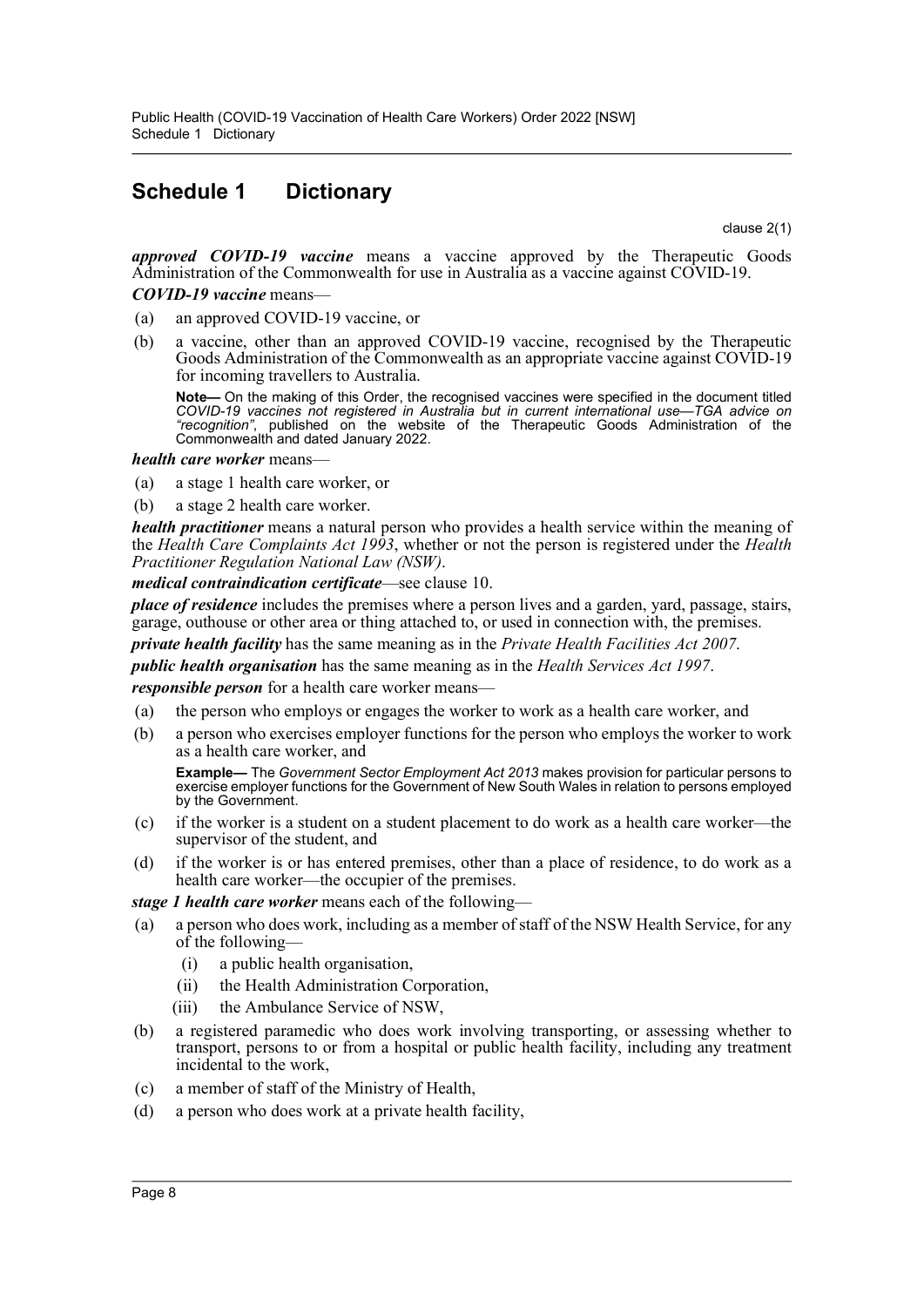# Schedule 1 Dictionary

clause 2(1)

***approved COVID-19 vaccine*** means a vaccine approved by the Therapeutic Goods Administration of the Commonwealth for use in Australia as a vaccine against COVID-19.

***COVID-19 vaccine*** means—

(a) an approved COVID-19 vaccine, or

(b) a vaccine, other than an approved COVID-19 vaccine, recognised by the Therapeutic Goods Administration of the Commonwealth as an appropriate vaccine against COVID-19 for incoming travellers to Australia.

**Note—** On the making of this Order, the recognised vaccines were specified in the document titled *COVID-19 vaccines not registered in Australia but in current international use—TGA advice on "recognition"*, published on the website of the Therapeutic Goods Administration of the Commonwealth and dated January 2022.

***health care worker*** means—

(a) a stage 1 health care worker, or

(b) a stage 2 health care worker.

***health practitioner*** means a natural person who provides a health service within the meaning of the *Health Care Complaints Act 1993*, whether or not the person is registered under the *Health Practitioner Regulation National Law (NSW)*.

***medical contraindication certificate***—see clause 10.

***place of residence*** includes the premises where a person lives and a garden, yard, passage, stairs, garage, outhouse or other area or thing attached to, or used in connection with, the premises.

***private health facility*** has the same meaning as in the *Private Health Facilities Act 2007*.

***public health organisation*** has the same meaning as in the *Health Services Act 1997*.

***responsible person*** for a health care worker means—

(a) the person who employs or engages the worker to work as a health care worker, and

(b) a person who exercises employer functions for the person who employs the worker to work as a health care worker, and

**Example—** The *Government Sector Employment Act 2013* makes provision for particular persons to exercise employer functions for the Government of New South Wales in relation to persons employed by the Government.

(c) if the worker is a student on a student placement to do work as a health care worker—the supervisor of the student, and

(d) if the worker is or has entered premises, other than a place of residence, to do work as a health care worker—the occupier of the premises.

***stage 1 health care worker*** means each of the following—

(a) a person who does work, including as a member of staff of the NSW Health Service, for any of the following—

  (i) a public health organisation,

  (ii) the Health Administration Corporation,

  (iii) the Ambulance Service of NSW,

(b) a registered paramedic who does work involving transporting, or assessing whether to transport, persons to or from a hospital or public health facility, including any treatment incidental to the work,

(c) a member of staff of the Ministry of Health,

(d) a person who does work at a private health facility,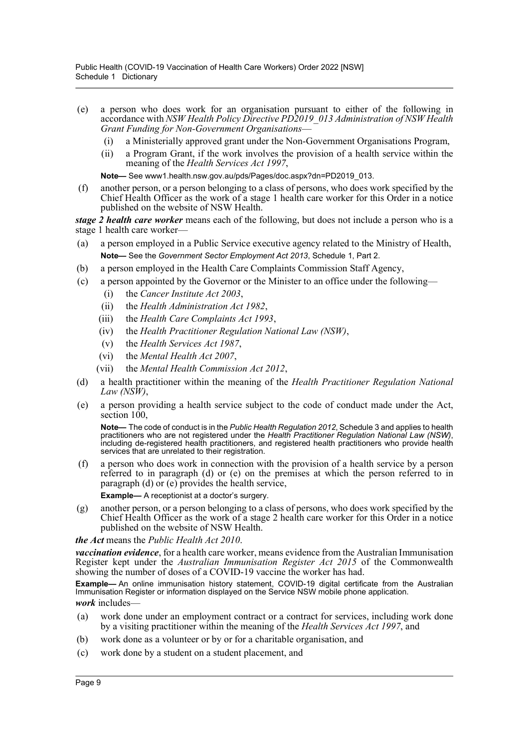(e) a person who does work for an organisation pursuant to either of the following in accordance with *NSW Health Policy Directive PD2019_013 Administration of NSW Health Grant Funding for Non-Government Organisations*—

  (i) a Ministerially approved grant under the Non-Government Organisations Program,

  (ii) a Program Grant, if the work involves the provision of a health service within the meaning of the *Health Services Act 1997*,

  **Note—** See www1.health.nsw.gov.au/pds/Pages/doc.aspx?dn=PD2019_013.

(f) another person, or a person belonging to a class of persons, who does work specified by the Chief Health Officer as the work of a stage 1 health care worker for this Order in a notice published on the website of NSW Health.

***stage 2 health care worker*** means each of the following, but does not include a person who is a stage 1 health care worker—

(a) a person employed in a Public Service executive agency related to the Ministry of Health,

  **Note—** See the *Government Sector Employment Act 2013*, Schedule 1, Part 2.

(b) a person employed in the Health Care Complaints Commission Staff Agency,

(c) a person appointed by the Governor or the Minister to an office under the following—

  (i) the *Cancer Institute Act 2003*,

  (ii) the *Health Administration Act 1982*,

  (iii) the *Health Care Complaints Act 1993*,

  (iv) the *Health Practitioner Regulation National Law (NSW)*,

  (v) the *Health Services Act 1987*,

  (vi) the *Mental Health Act 2007*,

  (vii) the *Mental Health Commission Act 2012*,

(d) a health practitioner within the meaning of the *Health Practitioner Regulation National Law (NSW)*,

(e) a person providing a health service subject to the code of conduct made under the Act, section 100,

  **Note—** The code of conduct is in the *Public Health Regulation 2012*, Schedule 3 and applies to health practitioners who are not registered under the *Health Practitioner Regulation National Law (NSW)*, including de-registered health practitioners, and registered health practitioners who provide health services that are unrelated to their registration.

(f) a person who does work in connection with the provision of a health service by a person referred to in paragraph (d) or (e) on the premises at which the person referred to in paragraph (d) or (e) provides the health service,

  **Example—** A receptionist at a doctor's surgery.

(g) another person, or a person belonging to a class of persons, who does work specified by the Chief Health Officer as the work of a stage 2 health care worker for this Order in a notice published on the website of NSW Health.

***the Act*** means the *Public Health Act 2010*.

***vaccination evidence***, for a health care worker, means evidence from the Australian Immunisation Register kept under the *Australian Immunisation Register Act 2015* of the Commonwealth showing the number of doses of a COVID-19 vaccine the worker has had.

**Example—** An online immunisation history statement, COVID-19 digital certificate from the Australian Immunisation Register or information displayed on the Service NSW mobile phone application.

***work*** includes—

(a) work done under an employment contract or a contract for services, including work done by a visiting practitioner within the meaning of the *Health Services Act 1997*, and

(b) work done as a volunteer or by or for a charitable organisation, and

(c) work done by a student on a student placement, and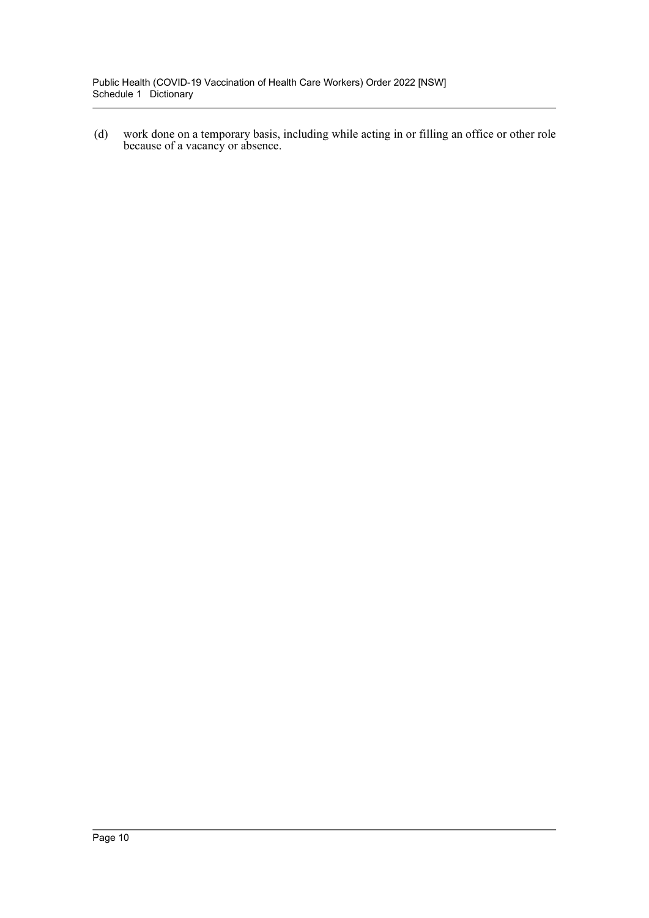(d) work done on a temporary basis, including while acting in or filling an office or other role because of a vacancy or absence.